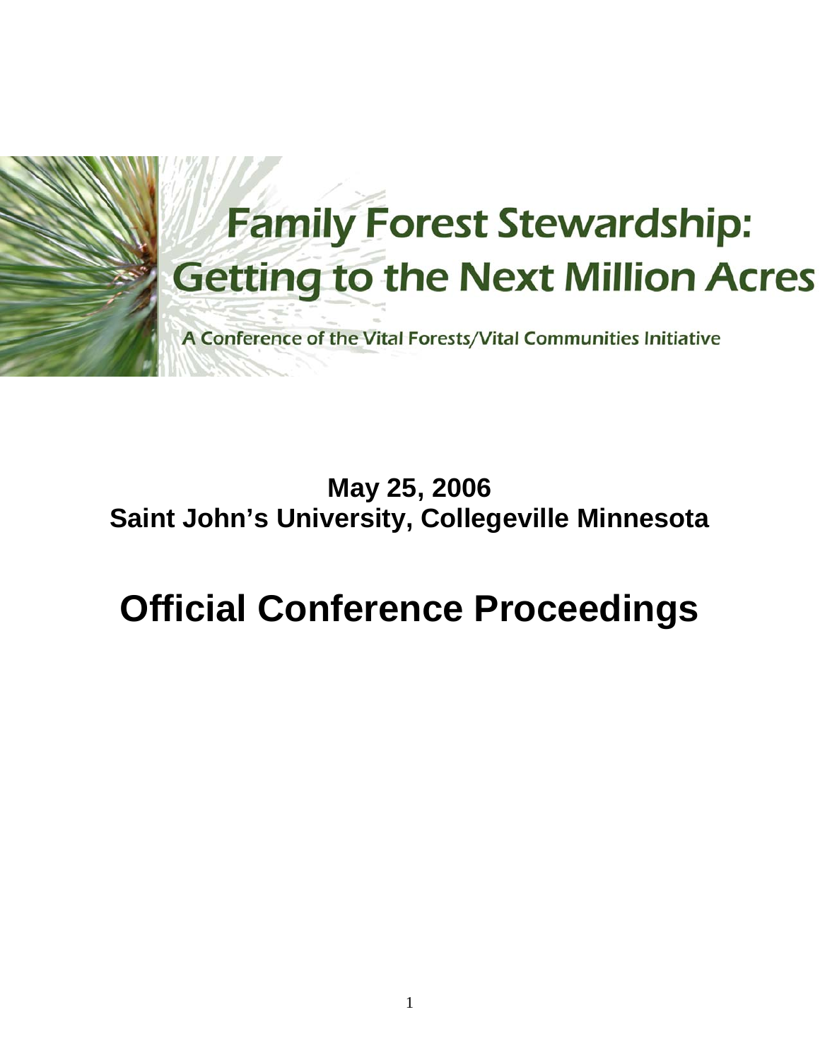# Family Forest Stewardship: Getting to the Next Million Acres

A Conference of the Vital Forests/Vital Communities Initiative

**May 25, 2006**
**Saint John's University, Collegeville Minnesota**

# Official Conference Proceedings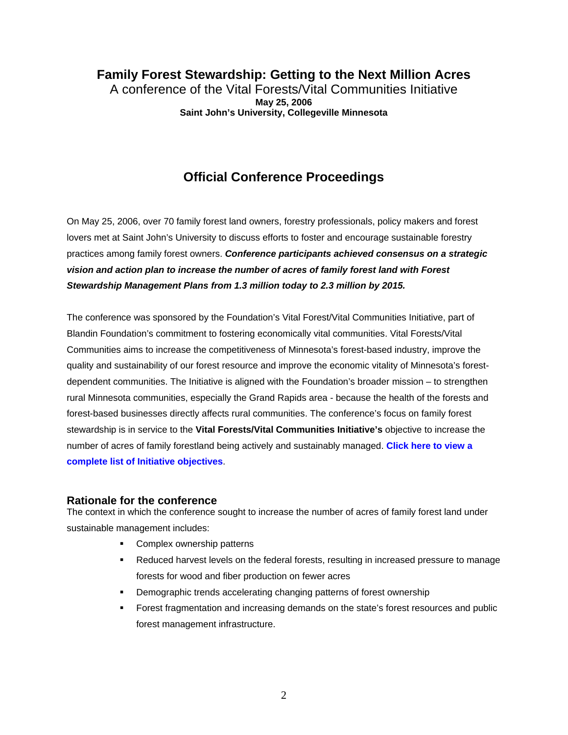# Family Forest Stewardship: Getting to the Next Million Acres

A conference of the Vital Forests/Vital Communities Initiative

**May 25, 2006**

**Saint John's University, Collegeville Minnesota**

## Official Conference Proceedings

On May 25, 2006, over 70 family forest land owners, forestry professionals, policy makers and forest lovers met at Saint John's University to discuss efforts to foster and encourage sustainable forestry practices among family forest owners. ***Conference participants achieved consensus on a strategic vision and action plan to increase the number of acres of family forest land with Forest Stewardship Management Plans from 1.3 million today to 2.3 million by 2015.***

The conference was sponsored by the Foundation's Vital Forest/Vital Communities Initiative, part of Blandin Foundation's commitment to fostering economically vital communities. Vital Forests/Vital Communities aims to increase the competitiveness of Minnesota's forest-based industry, improve the quality and sustainability of our forest resource and improve the economic vitality of Minnesota's forest-dependent communities. The Initiative is aligned with the Foundation's broader mission – to strengthen rural Minnesota communities, especially the Grand Rapids area - because the health of the forests and forest-based businesses directly affects rural communities. The conference's focus on family forest stewardship is in service to the **Vital Forests/Vital Communities Initiative's** objective to increase the number of acres of family forestland being actively and sustainably managed. **Click here to view a complete list of Initiative objectives**.

### Rationale for the conference

The context in which the conference sought to increase the number of acres of family forest land under sustainable management includes:

- Complex ownership patterns
- Reduced harvest levels on the federal forests, resulting in increased pressure to manage forests for wood and fiber production on fewer acres
- Demographic trends accelerating changing patterns of forest ownership
- Forest fragmentation and increasing demands on the state's forest resources and public forest management infrastructure.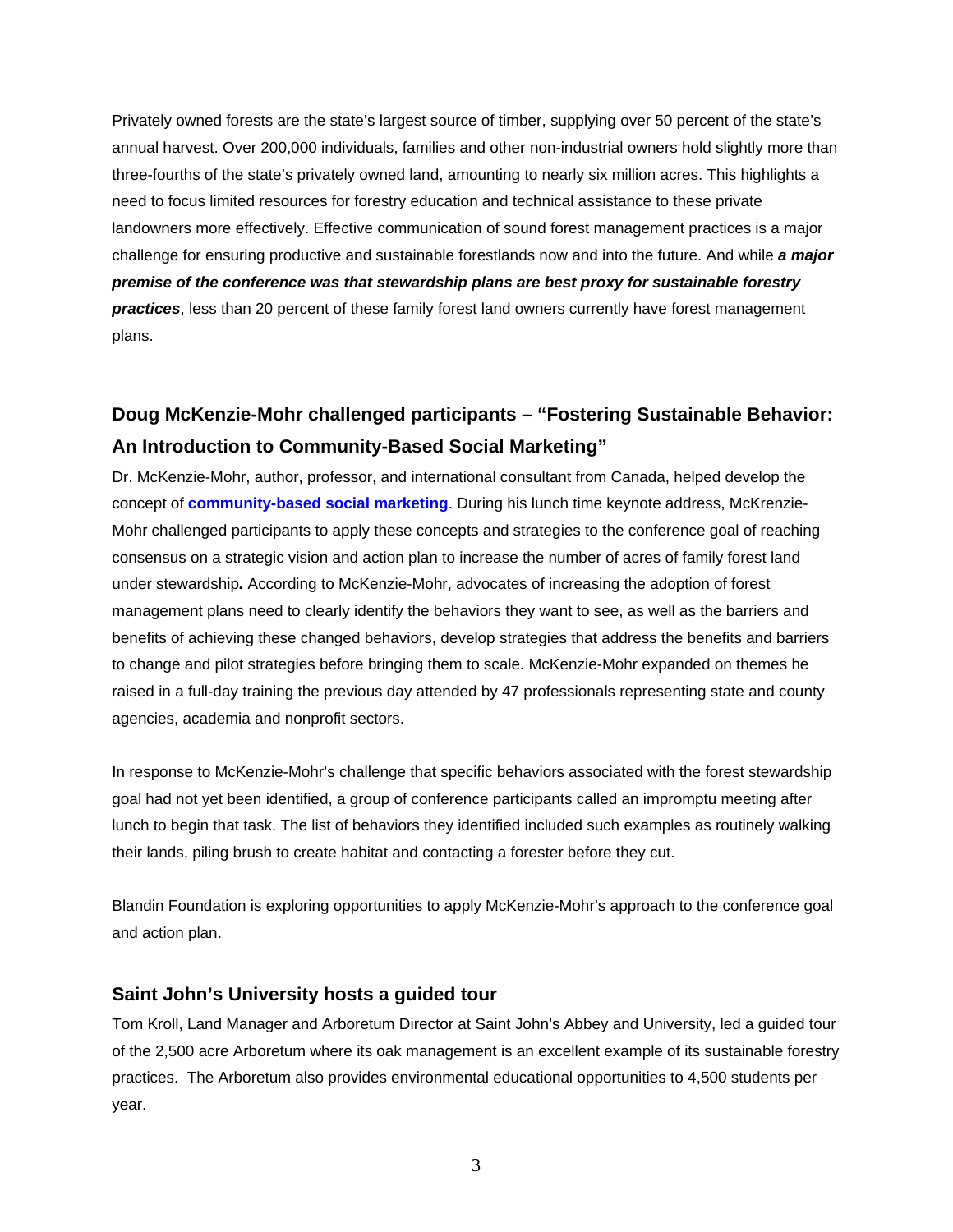Privately owned forests are the state's largest source of timber, supplying over 50 percent of the state's annual harvest. Over 200,000 individuals, families and other non-industrial owners hold slightly more than three-fourths of the state's privately owned land, amounting to nearly six million acres. This highlights a need to focus limited resources for forestry education and technical assistance to these private landowners more effectively. Effective communication of sound forest management practices is a major challenge for ensuring productive and sustainable forestlands now and into the future. And while ***a major premise of the conference was that stewardship plans are best proxy for sustainable forestry practices***, less than 20 percent of these family forest land owners currently have forest management plans.

## Doug McKenzie-Mohr challenged participants – "Fostering Sustainable Behavior: An Introduction to Community-Based Social Marketing"

Dr. McKenzie-Mohr, author, professor, and international consultant from Canada, helped develop the concept of **community-based social marketing**. During his lunch time keynote address, McKrenzie-Mohr challenged participants to apply these concepts and strategies to the conference goal of reaching consensus on a strategic vision and action plan to increase the number of acres of family forest land under stewardship**.** According to McKenzie-Mohr, advocates of increasing the adoption of forest management plans need to clearly identify the behaviors they want to see, as well as the barriers and benefits of achieving these changed behaviors, develop strategies that address the benefits and barriers to change and pilot strategies before bringing them to scale. McKenzie-Mohr expanded on themes he raised in a full-day training the previous day attended by 47 professionals representing state and county agencies, academia and nonprofit sectors.

In response to McKenzie-Mohr's challenge that specific behaviors associated with the forest stewardship goal had not yet been identified, a group of conference participants called an impromptu meeting after lunch to begin that task. The list of behaviors they identified included such examples as routinely walking their lands, piling brush to create habitat and contacting a forester before they cut.

Blandin Foundation is exploring opportunities to apply McKenzie-Mohr's approach to the conference goal and action plan.

### Saint John's University hosts a guided tour

Tom Kroll, Land Manager and Arboretum Director at Saint John's Abbey and University, led a guided tour of the 2,500 acre Arboretum where its oak management is an excellent example of its sustainable forestry practices. The Arboretum also provides environmental educational opportunities to 4,500 students per year.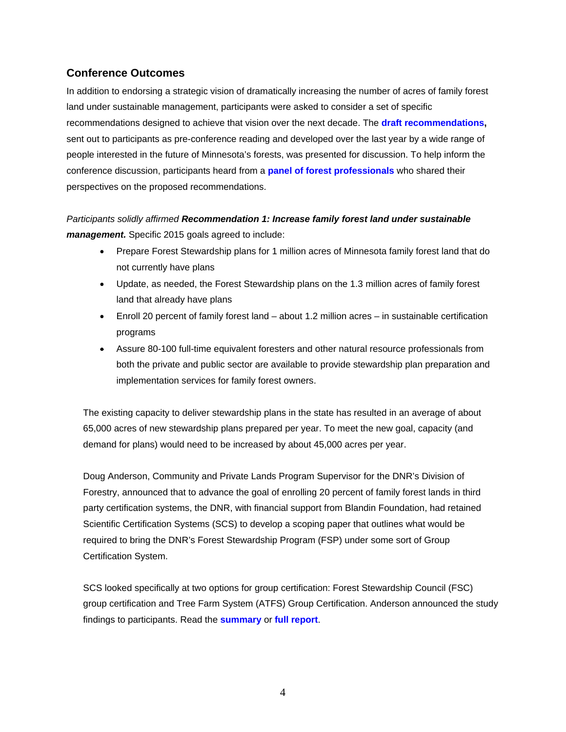## Conference Outcomes

In addition to endorsing a strategic vision of dramatically increasing the number of acres of family forest land under sustainable management, participants were asked to consider a set of specific recommendations designed to achieve that vision over the next decade. The **draft recommendations,** sent out to participants as pre-conference reading and developed over the last year by a wide range of people interested in the future of Minnesota's forests, was presented for discussion. To help inform the conference discussion, participants heard from a **panel of forest professionals** who shared their perspectives on the proposed recommendations.

*Participants solidly affirmed* ***Recommendation 1: Increase family forest land under sustainable management.*** Specific 2015 goals agreed to include:

- Prepare Forest Stewardship plans for 1 million acres of Minnesota family forest land that do not currently have plans
- Update, as needed, the Forest Stewardship plans on the 1.3 million acres of family forest land that already have plans
- Enroll 20 percent of family forest land – about 1.2 million acres – in sustainable certification programs
- Assure 80-100 full-time equivalent foresters and other natural resource professionals from both the private and public sector are available to provide stewardship plan preparation and implementation services for family forest owners.

The existing capacity to deliver stewardship plans in the state has resulted in an average of about 65,000 acres of new stewardship plans prepared per year. To meet the new goal, capacity (and demand for plans) would need to be increased by about 45,000 acres per year.

Doug Anderson, Community and Private Lands Program Supervisor for the DNR's Division of Forestry, announced that to advance the goal of enrolling 20 percent of family forest lands in third party certification systems, the DNR, with financial support from Blandin Foundation, had retained Scientific Certification Systems (SCS) to develop a scoping paper that outlines what would be required to bring the DNR's Forest Stewardship Program (FSP) under some sort of Group Certification System.

SCS looked specifically at two options for group certification: Forest Stewardship Council (FSC) group certification and Tree Farm System (ATFS) Group Certification. Anderson announced the study findings to participants. Read the **summary** or **full report**.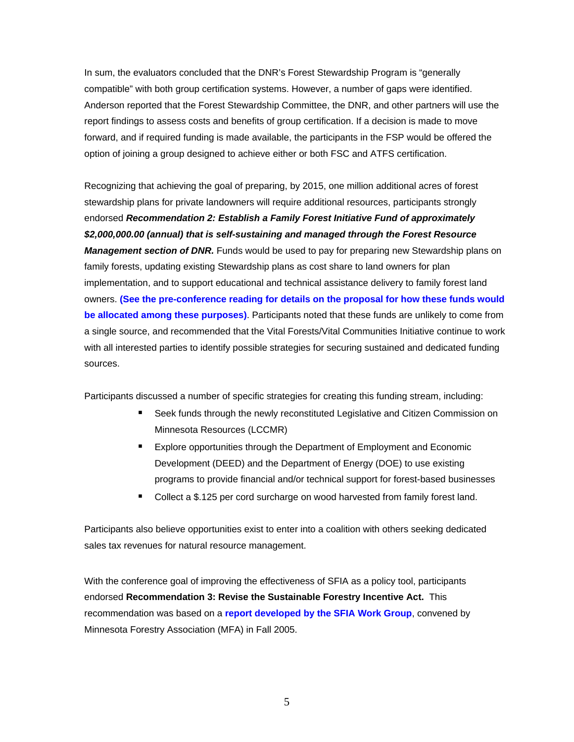In sum, the evaluators concluded that the DNR's Forest Stewardship Program is "generally compatible" with both group certification systems. However, a number of gaps were identified. Anderson reported that the Forest Stewardship Committee, the DNR, and other partners will use the report findings to assess costs and benefits of group certification. If a decision is made to move forward, and if required funding is made available, the participants in the FSP would be offered the option of joining a group designed to achieve either or both FSC and ATFS certification.

Recognizing that achieving the goal of preparing, by 2015, one million additional acres of forest stewardship plans for private landowners will require additional resources, participants strongly endorsed ***Recommendation 2: Establish a Family Forest Initiative Fund of approximately $2,000,000.00 (annual) that is self-sustaining and managed through the Forest Resource Management section of DNR.*** Funds would be used to pay for preparing new Stewardship plans on family forests, updating existing Stewardship plans as cost share to land owners for plan implementation, and to support educational and technical assistance delivery to family forest land owners. **(See the pre-conference reading for details on the proposal for how these funds would be allocated among these purposes)**. Participants noted that these funds are unlikely to come from a single source, and recommended that the Vital Forests/Vital Communities Initiative continue to work with all interested parties to identify possible strategies for securing sustained and dedicated funding sources.

Participants discussed a number of specific strategies for creating this funding stream, including:

- Seek funds through the newly reconstituted Legislative and Citizen Commission on Minnesota Resources (LCCMR)
- Explore opportunities through the Department of Employment and Economic Development (DEED) and the Department of Energy (DOE) to use existing programs to provide financial and/or technical support for forest-based businesses
- Collect a $.125 per cord surcharge on wood harvested from family forest land.

Participants also believe opportunities exist to enter into a coalition with others seeking dedicated sales tax revenues for natural resource management.

With the conference goal of improving the effectiveness of SFIA as a policy tool, participants endorsed **Recommendation 3: Revise the Sustainable Forestry Incentive Act.** This recommendation was based on a **report developed by the SFIA Work Group**, convened by Minnesota Forestry Association (MFA) in Fall 2005.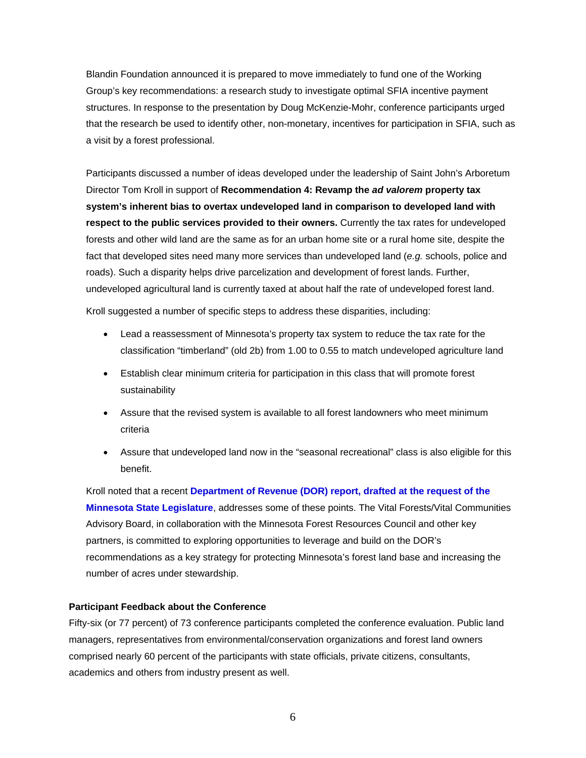Blandin Foundation announced it is prepared to move immediately to fund one of the Working Group's key recommendations: a research study to investigate optimal SFIA incentive payment structures. In response to the presentation by Doug McKenzie-Mohr, conference participants urged that the research be used to identify other, non-monetary, incentives for participation in SFIA, such as a visit by a forest professional.

Participants discussed a number of ideas developed under the leadership of Saint John's Arboretum Director Tom Kroll in support of **Recommendation 4: Revamp the *ad valorem* property tax system's inherent bias to overtax undeveloped land in comparison to developed land with respect to the public services provided to their owners.** Currently the tax rates for undeveloped forests and other wild land are the same as for an urban home site or a rural home site, despite the fact that developed sites need many more services than undeveloped land (*e.g.* schools, police and roads). Such a disparity helps drive parcelization and development of forest lands. Further, undeveloped agricultural land is currently taxed at about half the rate of undeveloped forest land.

Kroll suggested a number of specific steps to address these disparities, including:

- Lead a reassessment of Minnesota's property tax system to reduce the tax rate for the classification "timberland" (old 2b) from 1.00 to 0.55 to match undeveloped agriculture land
- Establish clear minimum criteria for participation in this class that will promote forest sustainability
- Assure that the revised system is available to all forest landowners who meet minimum criteria
- Assure that undeveloped land now in the "seasonal recreational" class is also eligible for this benefit.

Kroll noted that a recent **Department of Revenue (DOR) report, drafted at the request of the Minnesota State Legislature**, addresses some of these points. The Vital Forests/Vital Communities Advisory Board, in collaboration with the Minnesota Forest Resources Council and other key partners, is committed to exploring opportunities to leverage and build on the DOR's recommendations as a key strategy for protecting Minnesota's forest land base and increasing the number of acres under stewardship.

### Participant Feedback about the Conference

Fifty-six (or 77 percent) of 73 conference participants completed the conference evaluation. Public land managers, representatives from environmental/conservation organizations and forest land owners comprised nearly 60 percent of the participants with state officials, private citizens, consultants, academics and others from industry present as well.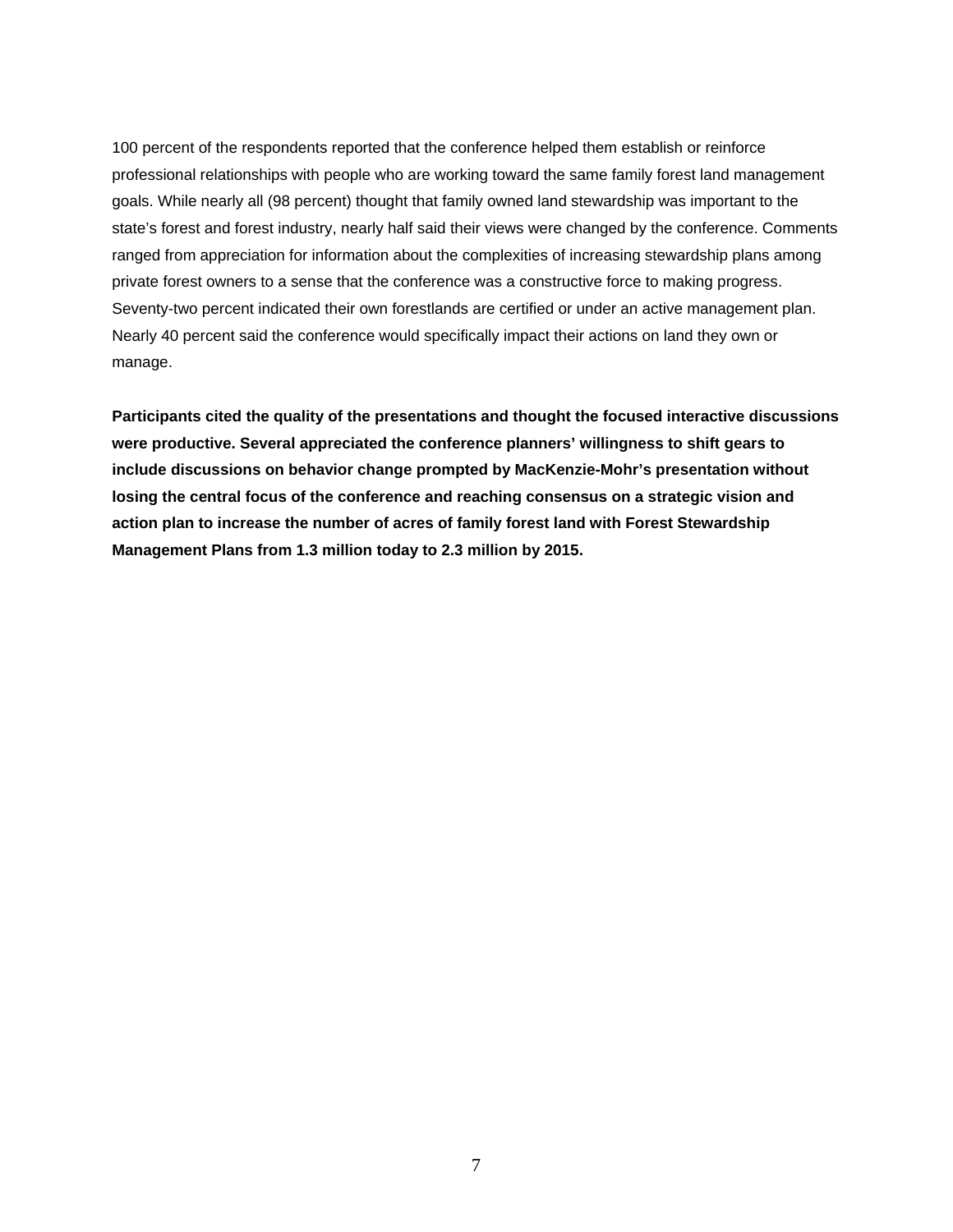100 percent of the respondents reported that the conference helped them establish or reinforce professional relationships with people who are working toward the same family forest land management goals. While nearly all (98 percent) thought that family owned land stewardship was important to the state's forest and forest industry, nearly half said their views were changed by the conference. Comments ranged from appreciation for information about the complexities of increasing stewardship plans among private forest owners to a sense that the conference was a constructive force to making progress. Seventy-two percent indicated their own forestlands are certified or under an active management plan. Nearly 40 percent said the conference would specifically impact their actions on land they own or manage.

**Participants cited the quality of the presentations and thought the focused interactive discussions were productive. Several appreciated the conference planners' willingness to shift gears to include discussions on behavior change prompted by MacKenzie-Mohr's presentation without losing the central focus of the conference and reaching consensus on a strategic vision and action plan to increase the number of acres of family forest land with Forest Stewardship Management Plans from 1.3 million today to 2.3 million by 2015.**